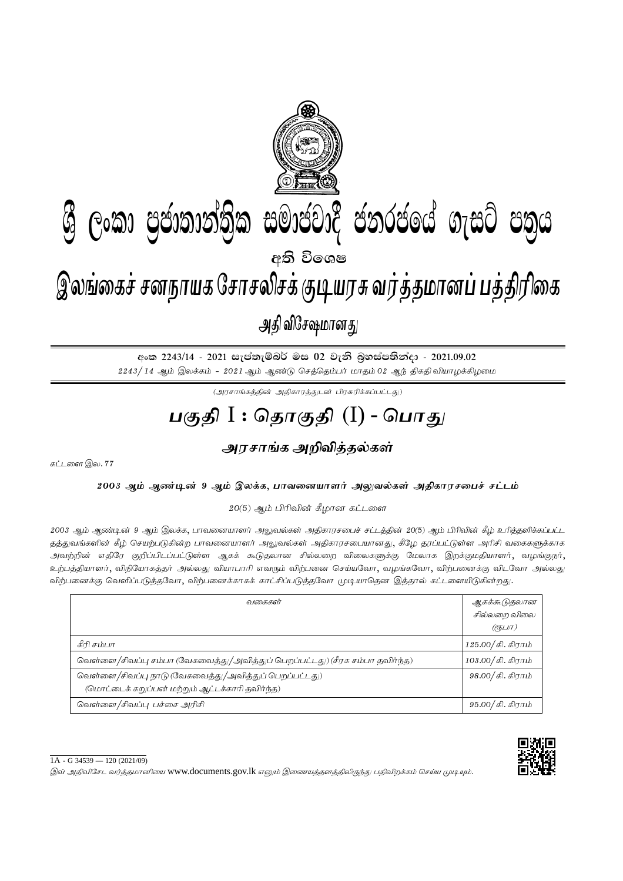# ශ්‍රී ලංකා ප්‍රජාතාන්ත්‍රික සමාජවාදී ජනරජයේ ගැසට් පත්‍රය

අති විශෙෂ

# இலங்கைச் சனநாயக சோசலிசக் குடியரசு வர்த்தமானப் பத்திரிகை

அதி விசேஷமானது

අංක 2243/14 - 2021 සැප්තැම්බර් මස 02 වැනි බ්‍රහස්පතින්දා - 2021.09.02

*2243/14 ஆம் இலக்கம் - 2021 ஆம் ஆண்டு செத்தெம்பர் மாதம் 02 ஆந் திகதி வியாழக்கிழமை*

*(அரசாங்கத்தின் அதிகாரத்துடன் பிரசுரிக்கப்பட்டது)*

# பகுதி I : தொகுதி (I) - பொது

## அரசாங்க அறிவித்தல்கள்

*கட்டளை இல. 77*

### *2003 ஆம் ஆண்டின் 9 ஆம் இலக்க, பாவனையாளர் அலுவல்கள் அதிகாரசபைச் சட்டம்*

*20(5) ஆம் பிரிவின் கீழான கட்டளை*

*2003 ஆம் ஆண்டின் 9 ஆம் இலக்க, பாவனையாளர் அலுவல்கள் அதிகாரசபைச் சட்டத்தின் 20(5) ஆம் பிரிவின் கீழ் உரித்தளிக்கப்பட்ட தத்துவங்களின் கீழ் செயற்படுகின்ற பாவனையாளர் அலுவல்கள் அதிகாரசபையானது, கீழே தரப்பட்டுள்ள அரிசி வகைகளுக்காக அவற்றின் எதிரே குறிப்பிடப்பட்டுள்ள ஆகக் கூடுதலான சில்லறை விலைகளுக்கு மேலாக இறக்குமதியாளர், வழங்குநர், உற்பத்தியாளர், விநியோகத்தர் அல்லது வியாபாரி எவரும் விற்பனை செய்யவோ, வழங்கவோ, விற்பனைக்கு விடவோ அல்லது விற்பனைக்கு வெளிப்படுத்தவோ, விற்பனைக்காகக் காட்சிப்படுத்தவோ முடியாதென இத்தால் கட்டளையிடுகின்றது.*

| *வகைகள்* | *ஆகக்கூடுதலான சில்லறை விலை (ரூபா)* |
|---|---|
| *கீரி சம்பா* | *125.00/கி. கிராம்* |
| *வெள்ளை/சிவப்பு சம்பா (வேகவைத்து/அவித்துப் பெறப்பட்டது) (சீரக சம்பா தவிர்ந்த)* | *103.00/கி. கிராம்* |
| *வெள்ளை/சிவப்பு நாடு (வேகவைத்து/அவித்துப் பெறப்பட்டது) (மொட்டைக் கறுப்பன் மற்றும் ஆட்டக்காரி தவிர்ந்த)* | *98.00/கி. கிராம்* |
| *வெள்ளை/சிவப்பு பச்சை அரிசி* | *95.00/கி. கிராம்* |

1A - G 34539 — 120 (2021/09)

*இவ் அதிவிசேட வர்த்தமானியை* www.documents.gov.lk *எனும் இணையத்தளத்திலிருந்து பதிவிறக்கம் செய்ய முடியும்.*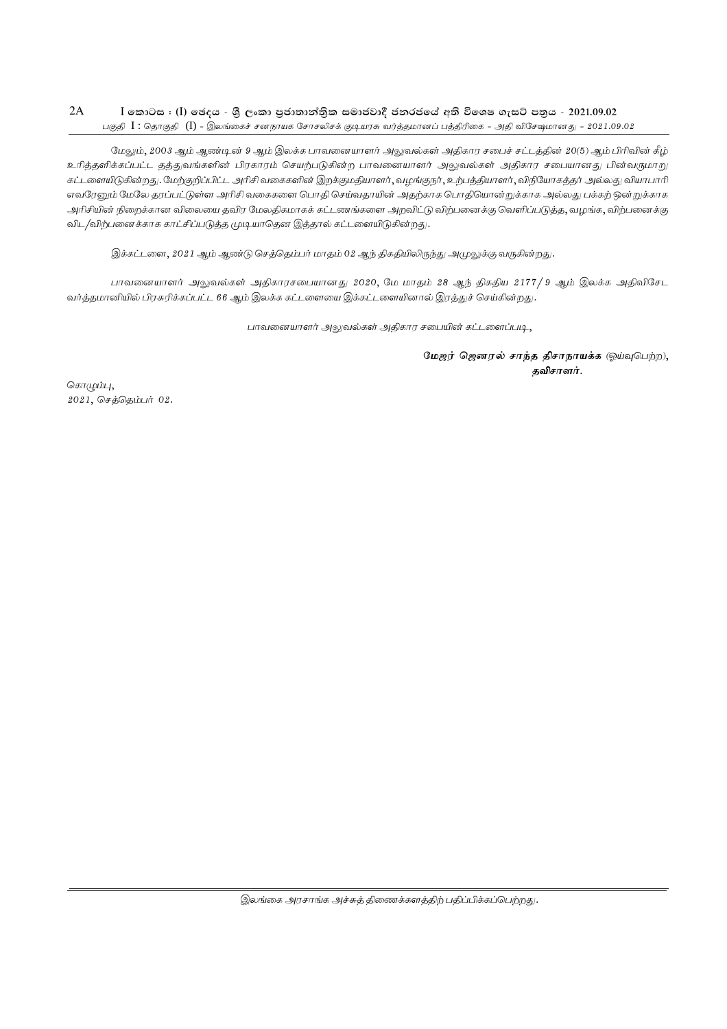மேலும், 2003 ஆம் ஆண்டின் 9 ஆம் இலக்க பாவனையாளர் அலுவல்கள் அதிகார சபைச் சட்டத்தின் 20(5) ஆம் பிரிவின் கீழ் உரித்தளிக்கப்பட்ட தத்துவங்களின் பிரகாரம் செயற்படுகின்ற பாவனையாளர் அலுவல்கள் அதிகார சபையானது பின்வருமாறு கட்டளையிடுகின்றது. மேற்குறிப்பிட்ட அரிசி வகைகளின் இறக்குமதியாளர், வழங்குநர், உற்பத்தியாளர், விநியோகத்தர் அல்லது வியாபாரி எவரேனும் மேலே தரப்பட்டுள்ள அரிசி வகைகளை பொதி செய்வதாயின் அதற்காக பொதியொன்றுக்காக அல்லது பக்கற் ஒன்றுக்காக அரிசியின் நிறைக்கான விலையை தவிர மேலதிகமாகக் கட்டணங்களை அறவிட்டு விற்பனைக்கு வெளிப்படுத்த, வழங்க, விற்பனைக்கு விட/விற்பனைக்காக காட்சிப்படுத்த முடியாதென இத்தால் கட்டளையிடுகின்றது.

இக்கட்டளை, 2021 ஆம் ஆண்டு செத்தெம்பர் மாதம் 02 ஆந் திகதியிலிருந்து அமுலுக்கு வருகின்றது.

பாவனையாளர் அலுவல்கள் அதிகாரசபையானது 2020, மே மாதம் 28 ஆந் திகதிய 2177/9 ஆம் இலக்க அதிவிசேட வர்த்தமானியில் பிரசுரிக்கப்பட்ட 66 ஆம் இலக்க கட்டளையை இக்கட்டளையினால் இரத்துச் செய்கின்றது.

பாவனையாளர் அலுவல்கள் அதிகார சபையின் கட்டளைப்படி,

**மேஜர் ஜெனரல் சாந்த திசாநாயக்க** (ஓய்வுபெற்ற),
**தவிசாளர்.**

கொழும்பு,
2021, செத்தெம்பர் 02.

இலங்கை அரசாங்க அச்சுத் திணைக்களத்திற் பதிப்பிக்கப்பெற்றது.